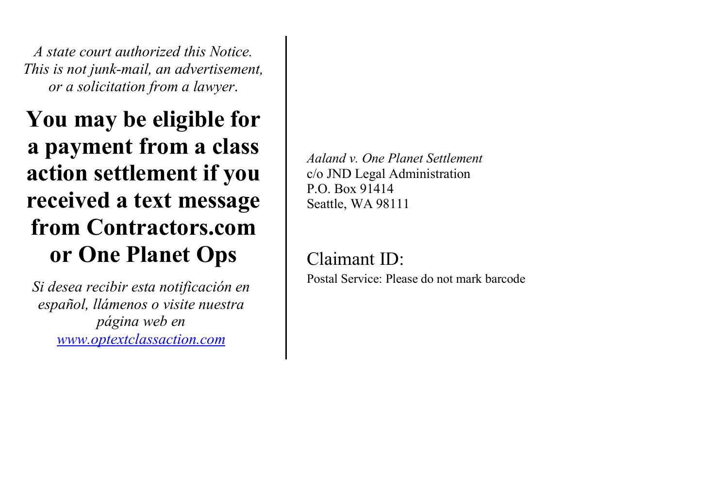*A state court authorized this Notice.*
*This is not junk-mail, an advertisement, or a solicitation from a lawyer.*

# You may be eligible for a payment from a class action settlement if you received a text message from Contractors.com or One Planet Ops

*Si desea recibir esta notificación en español, llámenos o visite nuestra página web en [www.optextclassaction.com](http://www.optextclassaction.com)*

*Aaland v. One Planet Settlement*
c/o JND Legal Administration
P.O. Box 91414
Seattle, WA 98111

Claimant ID:

Postal Service: Please do not mark barcode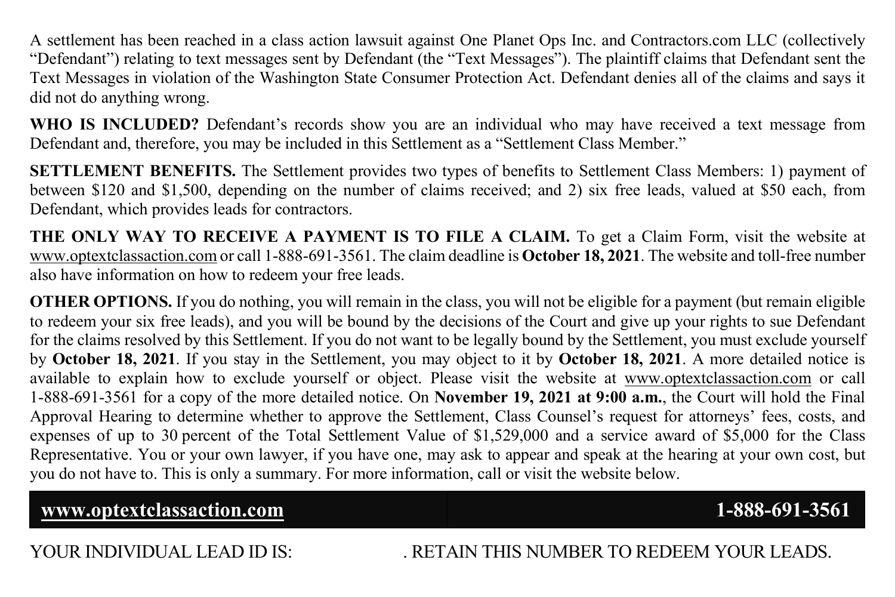A settlement has been reached in a class action lawsuit against One Planet Ops Inc. and Contractors.com LLC (collectively "Defendant") relating to text messages sent by Defendant (the "Text Messages"). The plaintiff claims that Defendant sent the Text Messages in violation of the Washington State Consumer Protection Act. Defendant denies all of the claims and says it did not do anything wrong.

**WHO IS INCLUDED?** Defendant's records show you are an individual who may have received a text message from Defendant and, therefore, you may be included in this Settlement as a "Settlement Class Member."

**SETTLEMENT BENEFITS.** The Settlement provides two types of benefits to Settlement Class Members: 1) payment of between $120 and $1,500, depending on the number of claims received; and 2) six free leads, valued at $50 each, from Defendant, which provides leads for contractors.

**THE ONLY WAY TO RECEIVE A PAYMENT IS TO FILE A CLAIM.** To get a Claim Form, visit the website at www.optextclassaction.com or call 1-888-691-3561. The claim deadline is **October 18, 2021**. The website and toll-free number also have information on how to redeem your free leads.

**OTHER OPTIONS.** If you do nothing, you will remain in the class, you will not be eligible for a payment (but remain eligible to redeem your six free leads), and you will be bound by the decisions of the Court and give up your rights to sue Defendant for the claims resolved by this Settlement. If you do not want to be legally bound by the Settlement, you must exclude yourself by **October 18, 2021**. If you stay in the Settlement, you may object to it by **October 18, 2021**. A more detailed notice is available to explain how to exclude yourself or object. Please visit the website at www.optextclassaction.com or call 1-888-691-3561 for a copy of the more detailed notice. On **November 19, 2021 at 9:00 a.m.**, the Court will hold the Final Approval Hearing to determine whether to approve the Settlement, Class Counsel's request for attorneys' fees, costs, and expenses of up to 30 percent of the Total Settlement Value of $1,529,000 and a service award of $5,000 for the Class Representative. You or your own lawyer, if you have one, may ask to appear and speak at the hearing at your own cost, but you do not have to. This is only a summary. For more information, call or visit the website below.

| **www.optextclassaction.com** | **1-888-691-3561** |
|---|---|

YOUR INDIVIDUAL LEAD ID IS: . RETAIN THIS NUMBER TO REDEEM YOUR LEADS.